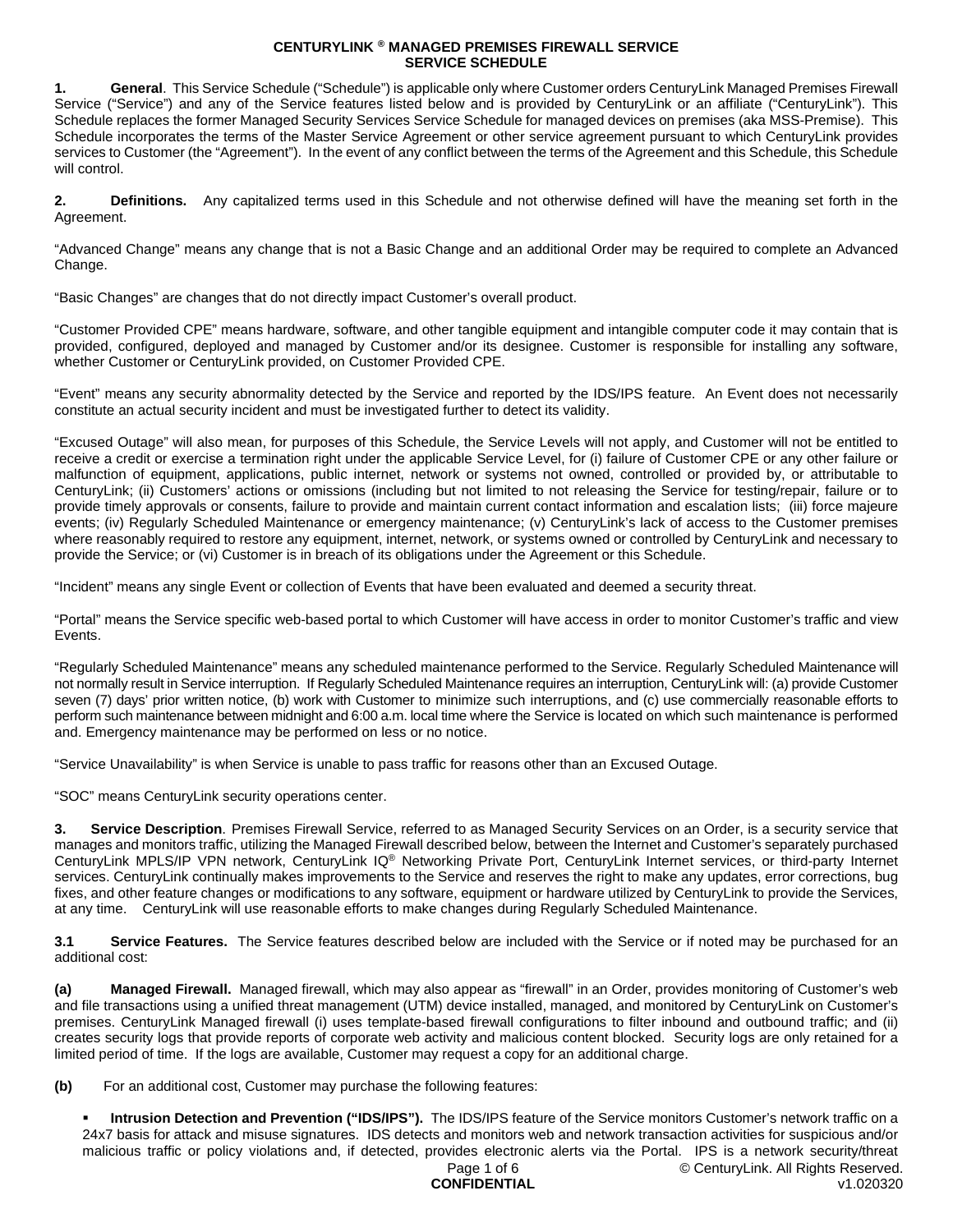# CENTURYLINK ® MANAGED PREMISES FIREWALL SERVICE
## SERVICE SCHEDULE

**1. General**. This Service Schedule ("Schedule") is applicable only where Customer orders CenturyLink Managed Premises Firewall Service ("Service") and any of the Service features listed below and is provided by CenturyLink or an affiliate ("CenturyLink"). This Schedule replaces the former Managed Security Services Service Schedule for managed devices on premises (aka MSS-Premise). This Schedule incorporates the terms of the Master Service Agreement or other service agreement pursuant to which CenturyLink provides services to Customer (the "Agreement"). In the event of any conflict between the terms of the Agreement and this Schedule, this Schedule will control.

**2. Definitions.** Any capitalized terms used in this Schedule and not otherwise defined will have the meaning set forth in the Agreement.

"Advanced Change" means any change that is not a Basic Change and an additional Order may be required to complete an Advanced Change.

"Basic Changes" are changes that do not directly impact Customer's overall product.

"Customer Provided CPE" means hardware, software, and other tangible equipment and intangible computer code it may contain that is provided, configured, deployed and managed by Customer and/or its designee. Customer is responsible for installing any software, whether Customer or CenturyLink provided, on Customer Provided CPE.

"Event" means any security abnormality detected by the Service and reported by the IDS/IPS feature. An Event does not necessarily constitute an actual security incident and must be investigated further to detect its validity.

"Excused Outage" will also mean, for purposes of this Schedule, the Service Levels will not apply, and Customer will not be entitled to receive a credit or exercise a termination right under the applicable Service Level, for (i) failure of Customer CPE or any other failure or malfunction of equipment, applications, public internet, network or systems not owned, controlled or provided by, or attributable to CenturyLink; (ii) Customers' actions or omissions (including but not limited to not releasing the Service for testing/repair, failure or to provide timely approvals or consents, failure to provide and maintain current contact information and escalation lists; (iii) force majeure events; (iv) Regularly Scheduled Maintenance or emergency maintenance; (v) CenturyLink's lack of access to the Customer premises where reasonably required to restore any equipment, internet, network, or systems owned or controlled by CenturyLink and necessary to provide the Service; or (vi) Customer is in breach of its obligations under the Agreement or this Schedule.

"Incident" means any single Event or collection of Events that have been evaluated and deemed a security threat.

"Portal" means the Service specific web-based portal to which Customer will have access in order to monitor Customer's traffic and view Events.

"Regularly Scheduled Maintenance" means any scheduled maintenance performed to the Service. Regularly Scheduled Maintenance will not normally result in Service interruption. If Regularly Scheduled Maintenance requires an interruption, CenturyLink will: (a) provide Customer seven (7) days' prior written notice, (b) work with Customer to minimize such interruptions, and (c) use commercially reasonable efforts to perform such maintenance between midnight and 6:00 a.m. local time where the Service is located on which such maintenance is performed and. Emergency maintenance may be performed on less or no notice.

"Service Unavailability" is when Service is unable to pass traffic for reasons other than an Excused Outage.

"SOC" means CenturyLink security operations center.

**3. Service Description**. Premises Firewall Service, referred to as Managed Security Services on an Order, is a security service that manages and monitors traffic, utilizing the Managed Firewall described below, between the Internet and Customer's separately purchased CenturyLink MPLS/IP VPN network, CenturyLink IQ® Networking Private Port, CenturyLink Internet services, or third-party Internet services. CenturyLink continually makes improvements to the Service and reserves the right to make any updates, error corrections, bug fixes, and other feature changes or modifications to any software, equipment or hardware utilized by CenturyLink to provide the Services, at any time. CenturyLink will use reasonable efforts to make changes during Regularly Scheduled Maintenance.

**3.1 Service Features.** The Service features described below are included with the Service or if noted may be purchased for an additional cost:

**(a) Managed Firewall.** Managed firewall, which may also appear as "firewall" in an Order, provides monitoring of Customer's web and file transactions using a unified threat management (UTM) device installed, managed, and monitored by CenturyLink on Customer's premises. CenturyLink Managed firewall (i) uses template-based firewall configurations to filter inbound and outbound traffic; and (ii) creates security logs that provide reports of corporate web activity and malicious content blocked. Security logs are only retained for a limited period of time. If the logs are available, Customer may request a copy for an additional charge.

**(b)** For an additional cost, Customer may purchase the following features:

- **Intrusion Detection and Prevention ("IDS/IPS").** The IDS/IPS feature of the Service monitors Customer's network traffic on a 24x7 basis for attack and misuse signatures. IDS detects and monitors web and network transaction activities for suspicious and/or malicious traffic or policy violations and, if detected, provides electronic alerts via the Portal. IPS is a network security/threat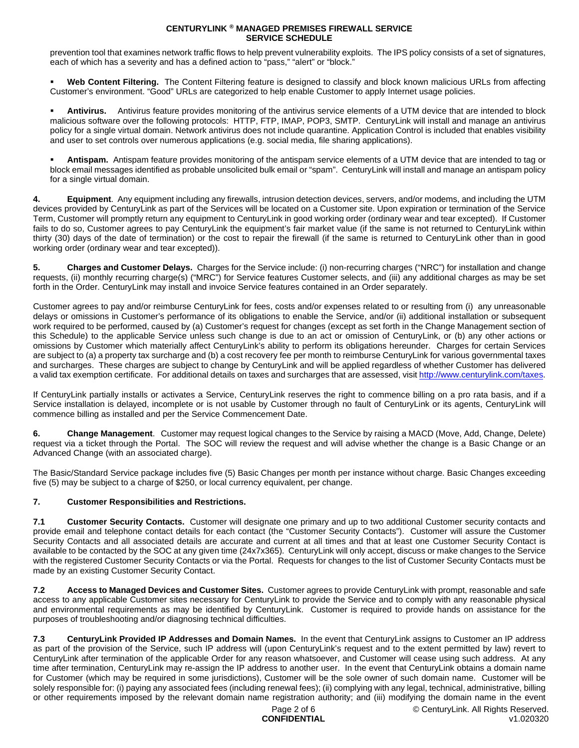prevention tool that examines network traffic flows to help prevent vulnerability exploits. The IPS policy consists of a set of signatures, each of which has a severity and has a defined action to "pass," "alert" or "block."

- **Web Content Filtering.** The Content Filtering feature is designed to classify and block known malicious URLs from affecting Customer's environment. "Good" URLs are categorized to help enable Customer to apply Internet usage policies.

- **Antivirus.** Antivirus feature provides monitoring of the antivirus service elements of a UTM device that are intended to block malicious software over the following protocols: HTTP, FTP, IMAP, POP3, SMTP. CenturyLink will install and manage an antivirus policy for a single virtual domain. Network antivirus does not include quarantine. Application Control is included that enables visibility and user to set controls over numerous applications (e.g. social media, file sharing applications).

- **Antispam.** Antispam feature provides monitoring of the antispam service elements of a UTM device that are intended to tag or block email messages identified as probable unsolicited bulk email or "spam". CenturyLink will install and manage an antispam policy for a single virtual domain.

**4. Equipment**. Any equipment including any firewalls, intrusion detection devices, servers, and/or modems, and including the UTM devices provided by CenturyLink as part of the Services will be located on a Customer site. Upon expiration or termination of the Service Term, Customer will promptly return any equipment to CenturyLink in good working order (ordinary wear and tear excepted). If Customer fails to do so, Customer agrees to pay CenturyLink the equipment's fair market value (if the same is not returned to CenturyLink within thirty (30) days of the date of termination) or the cost to repair the firewall (if the same is returned to CenturyLink other than in good working order (ordinary wear and tear excepted)).

**5. Charges and Customer Delays.** Charges for the Service include: (i) non-recurring charges ("NRC") for installation and change requests, (ii) monthly recurring charge(s) ("MRC") for Service features Customer selects, and (iii) any additional charges as may be set forth in the Order. CenturyLink may install and invoice Service features contained in an Order separately.

Customer agrees to pay and/or reimburse CenturyLink for fees, costs and/or expenses related to or resulting from (i) any unreasonable delays or omissions in Customer's performance of its obligations to enable the Service, and/or (ii) additional installation or subsequent work required to be performed, caused by (a) Customer's request for changes (except as set forth in the Change Management section of this Schedule) to the applicable Service unless such change is due to an act or omission of CenturyLink, or (b) any other actions or omissions by Customer which materially affect CenturyLink's ability to perform its obligations hereunder. Charges for certain Services are subject to (a) a property tax surcharge and (b) a cost recovery fee per month to reimburse CenturyLink for various governmental taxes and surcharges. These charges are subject to change by CenturyLink and will be applied regardless of whether Customer has delivered a valid tax exemption certificate. For additional details on taxes and surcharges that are assessed, visit http://www.centurylink.com/taxes.

If CenturyLink partially installs or activates a Service, CenturyLink reserves the right to commence billing on a pro rata basis, and if a Service installation is delayed, incomplete or is not usable by Customer through no fault of CenturyLink or its agents, CenturyLink will commence billing as installed and per the Service Commencement Date.

**6. Change Management**. Customer may request logical changes to the Service by raising a MACD (Move, Add, Change, Delete) request via a ticket through the Portal. The SOC will review the request and will advise whether the change is a Basic Change or an Advanced Change (with an associated charge).

The Basic/Standard Service package includes five (5) Basic Changes per month per instance without charge. Basic Changes exceeding five (5) may be subject to a charge of $250, or local currency equivalent, per change.

**7. Customer Responsibilities and Restrictions.**

**7.1 Customer Security Contacts.** Customer will designate one primary and up to two additional Customer security contacts and provide email and telephone contact details for each contact (the "Customer Security Contacts"). Customer will assure the Customer Security Contacts and all associated details are accurate and current at all times and that at least one Customer Security Contact is available to be contacted by the SOC at any given time (24x7x365). CenturyLink will only accept, discuss or make changes to the Service with the registered Customer Security Contacts or via the Portal. Requests for changes to the list of Customer Security Contacts must be made by an existing Customer Security Contact.

**7.2 Access to Managed Devices and Customer Sites.** Customer agrees to provide CenturyLink with prompt, reasonable and safe access to any applicable Customer sites necessary for CenturyLink to provide the Service and to comply with any reasonable physical and environmental requirements as may be identified by CenturyLink. Customer is required to provide hands on assistance for the purposes of troubleshooting and/or diagnosing technical difficulties.

**7.3 CenturyLink Provided IP Addresses and Domain Names.** In the event that CenturyLink assigns to Customer an IP address as part of the provision of the Service, such IP address will (upon CenturyLink's request and to the extent permitted by law) revert to CenturyLink after termination of the applicable Order for any reason whatsoever, and Customer will cease using such address. At any time after termination, CenturyLink may re-assign the IP address to another user. In the event that CenturyLink obtains a domain name for Customer (which may be required in some jurisdictions), Customer will be the sole owner of such domain name. Customer will be solely responsible for: (i) paying any associated fees (including renewal fees); (ii) complying with any legal, technical, administrative, billing or other requirements imposed by the relevant domain name registration authority; and (iii) modifying the domain name in the event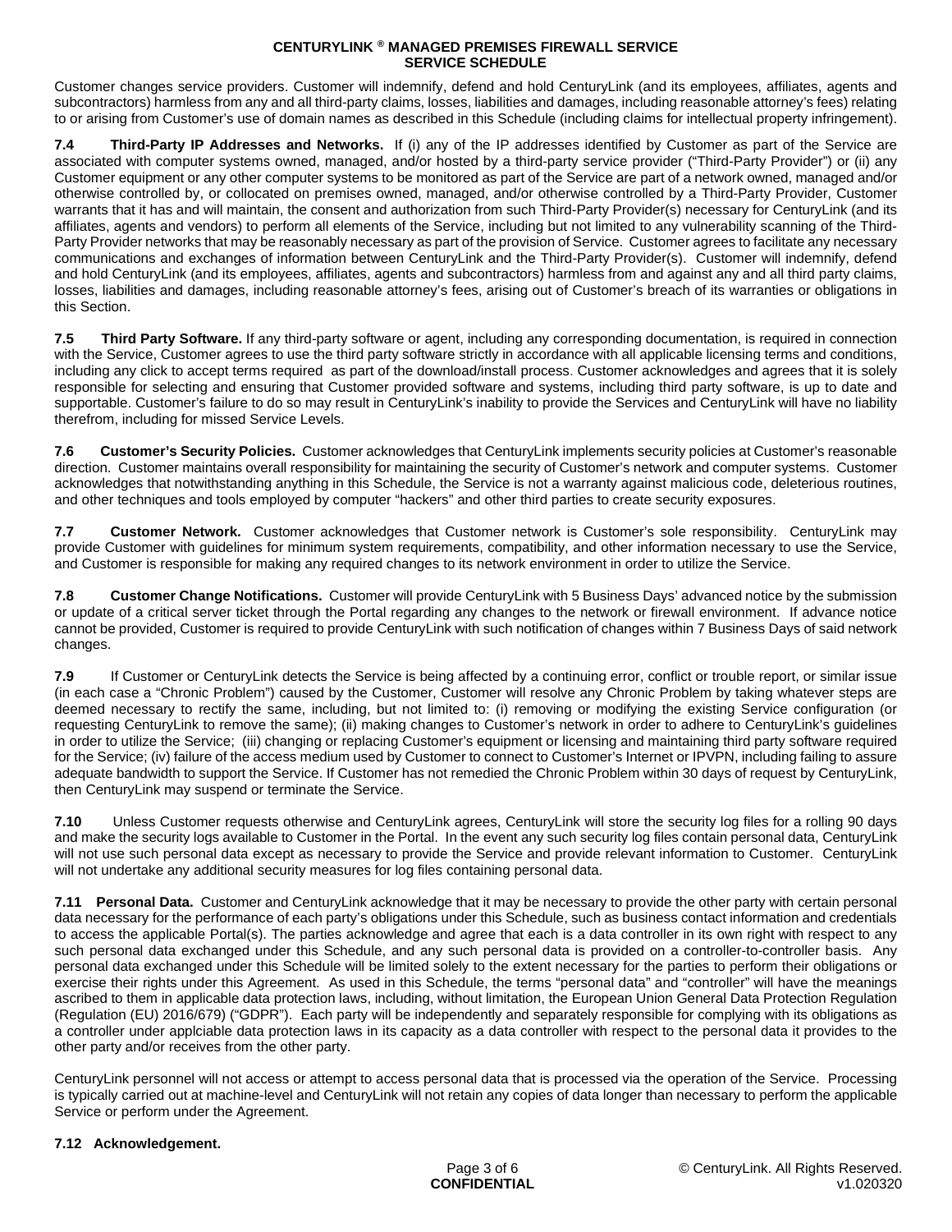Customer changes service providers. Customer will indemnify, defend and hold CenturyLink (and its employees, affiliates, agents and subcontractors) harmless from any and all third-party claims, losses, liabilities and damages, including reasonable attorney's fees) relating to or arising from Customer's use of domain names as described in this Schedule (including claims for intellectual property infringement).

**7.4 Third-Party IP Addresses and Networks.** If (i) any of the IP addresses identified by Customer as part of the Service are associated with computer systems owned, managed, and/or hosted by a third-party service provider ("Third-Party Provider") or (ii) any Customer equipment or any other computer systems to be monitored as part of the Service are part of a network owned, managed and/or otherwise controlled by, or collocated on premises owned, managed, and/or otherwise controlled by a Third-Party Provider, Customer warrants that it has and will maintain, the consent and authorization from such Third-Party Provider(s) necessary for CenturyLink (and its affiliates, agents and vendors) to perform all elements of the Service, including but not limited to any vulnerability scanning of the Third-Party Provider networks that may be reasonably necessary as part of the provision of Service. Customer agrees to facilitate any necessary communications and exchanges of information between CenturyLink and the Third-Party Provider(s). Customer will indemnify, defend and hold CenturyLink (and its employees, affiliates, agents and subcontractors) harmless from and against any and all third party claims, losses, liabilities and damages, including reasonable attorney's fees, arising out of Customer's breach of its warranties or obligations in this Section.

**7.5 Third Party Software.** If any third-party software or agent, including any corresponding documentation, is required in connection with the Service, Customer agrees to use the third party software strictly in accordance with all applicable licensing terms and conditions, including any click to accept terms required as part of the download/install process. Customer acknowledges and agrees that it is solely responsible for selecting and ensuring that Customer provided software and systems, including third party software, is up to date and supportable. Customer's failure to do so may result in CenturyLink's inability to provide the Services and CenturyLink will have no liability therefrom, including for missed Service Levels.

**7.6 Customer's Security Policies.** Customer acknowledges that CenturyLink implements security policies at Customer's reasonable direction. Customer maintains overall responsibility for maintaining the security of Customer's network and computer systems. Customer acknowledges that notwithstanding anything in this Schedule, the Service is not a warranty against malicious code, deleterious routines, and other techniques and tools employed by computer "hackers" and other third parties to create security exposures.

**7.7 Customer Network.** Customer acknowledges that Customer network is Customer's sole responsibility. CenturyLink may provide Customer with guidelines for minimum system requirements, compatibility, and other information necessary to use the Service, and Customer is responsible for making any required changes to its network environment in order to utilize the Service.

**7.8 Customer Change Notifications.** Customer will provide CenturyLink with 5 Business Days' advanced notice by the submission or update of a critical server ticket through the Portal regarding any changes to the network or firewall environment. If advance notice cannot be provided, Customer is required to provide CenturyLink with such notification of changes within 7 Business Days of said network changes.

**7.9** If Customer or CenturyLink detects the Service is being affected by a continuing error, conflict or trouble report, or similar issue (in each case a "Chronic Problem") caused by the Customer, Customer will resolve any Chronic Problem by taking whatever steps are deemed necessary to rectify the same, including, but not limited to: (i) removing or modifying the existing Service configuration (or requesting CenturyLink to remove the same); (ii) making changes to Customer's network in order to adhere to CenturyLink's guidelines in order to utilize the Service; (iii) changing or replacing Customer's equipment or licensing and maintaining third party software required for the Service; (iv) failure of the access medium used by Customer to connect to Customer's Internet or IPVPN, including failing to assure adequate bandwidth to support the Service. If Customer has not remedied the Chronic Problem within 30 days of request by CenturyLink, then CenturyLink may suspend or terminate the Service.

**7.10** Unless Customer requests otherwise and CenturyLink agrees, CenturyLink will store the security log files for a rolling 90 days and make the security logs available to Customer in the Portal. In the event any such security log files contain personal data, CenturyLink will not use such personal data except as necessary to provide the Service and provide relevant information to Customer. CenturyLink will not undertake any additional security measures for log files containing personal data.

**7.11 Personal Data.** Customer and CenturyLink acknowledge that it may be necessary to provide the other party with certain personal data necessary for the performance of each party's obligations under this Schedule, such as business contact information and credentials to access the applicable Portal(s). The parties acknowledge and agree that each is a data controller in its own right with respect to any such personal data exchanged under this Schedule, and any such personal data is provided on a controller-to-controller basis. Any personal data exchanged under this Schedule will be limited solely to the extent necessary for the parties to perform their obligations or exercise their rights under this Agreement. As used in this Schedule, the terms "personal data" and "controller" will have the meanings ascribed to them in applicable data protection laws, including, without limitation, the European Union General Data Protection Regulation (Regulation (EU) 2016/679) ("GDPR"). Each party will be independently and separately responsible for complying with its obligations as a controller under applciable data protection laws in its capacity as a data controller with respect to the personal data it provides to the other party and/or receives from the other party.

CenturyLink personnel will not access or attempt to access personal data that is processed via the operation of the Service. Processing is typically carried out at machine-level and CenturyLink will not retain any copies of data longer than necessary to perform the applicable Service or perform under the Agreement.

**7.12 Acknowledgement.**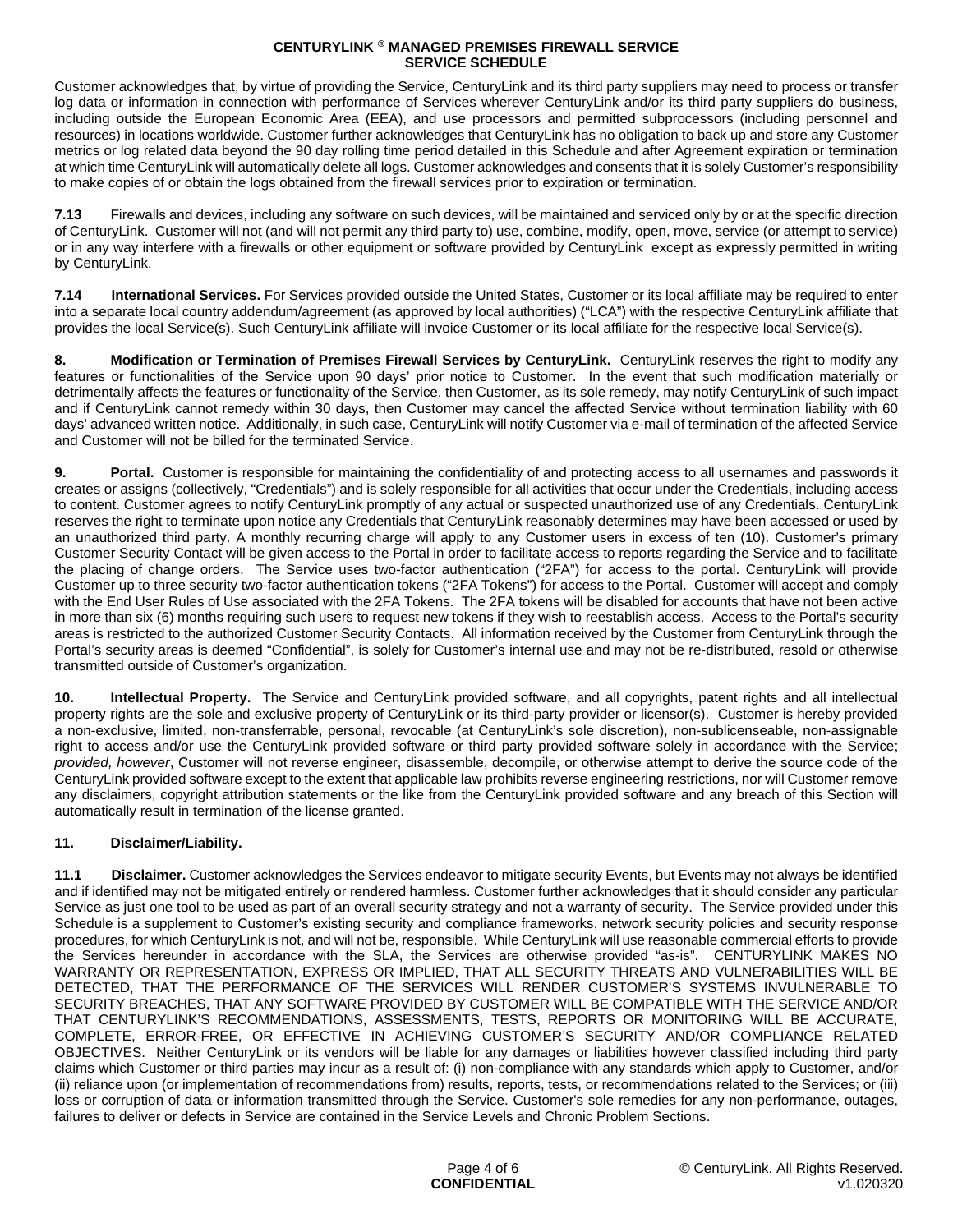Customer acknowledges that, by virtue of providing the Service, CenturyLink and its third party suppliers may need to process or transfer log data or information in connection with performance of Services wherever CenturyLink and/or its third party suppliers do business, including outside the European Economic Area (EEA), and use processors and permitted subprocessors (including personnel and resources) in locations worldwide. Customer further acknowledges that CenturyLink has no obligation to back up and store any Customer metrics or log related data beyond the 90 day rolling time period detailed in this Schedule and after Agreement expiration or termination at which time CenturyLink will automatically delete all logs. Customer acknowledges and consents that it is solely Customer's responsibility to make copies of or obtain the logs obtained from the firewall services prior to expiration or termination.

**7.13** Firewalls and devices, including any software on such devices, will be maintained and serviced only by or at the specific direction of CenturyLink. Customer will not (and will not permit any third party to) use, combine, modify, open, move, service (or attempt to service) or in any way interfere with a firewalls or other equipment or software provided by CenturyLink except as expressly permitted in writing by CenturyLink.

**7.14 International Services.** For Services provided outside the United States, Customer or its local affiliate may be required to enter into a separate local country addendum/agreement (as approved by local authorities) ("LCA") with the respective CenturyLink affiliate that provides the local Service(s). Such CenturyLink affiliate will invoice Customer or its local affiliate for the respective local Service(s).

**8. Modification or Termination of Premises Firewall Services by CenturyLink.** CenturyLink reserves the right to modify any features or functionalities of the Service upon 90 days' prior notice to Customer. In the event that such modification materially or detrimentally affects the features or functionality of the Service, then Customer, as its sole remedy, may notify CenturyLink of such impact and if CenturyLink cannot remedy within 30 days, then Customer may cancel the affected Service without termination liability with 60 days' advanced written notice. Additionally, in such case, CenturyLink will notify Customer via e-mail of termination of the affected Service and Customer will not be billed for the terminated Service.

**9. Portal.** Customer is responsible for maintaining the confidentiality of and protecting access to all usernames and passwords it creates or assigns (collectively, "Credentials") and is solely responsible for all activities that occur under the Credentials, including access to content. Customer agrees to notify CenturyLink promptly of any actual or suspected unauthorized use of any Credentials. CenturyLink reserves the right to terminate upon notice any Credentials that CenturyLink reasonably determines may have been accessed or used by an unauthorized third party. A monthly recurring charge will apply to any Customer users in excess of ten (10). Customer's primary Customer Security Contact will be given access to the Portal in order to facilitate access to reports regarding the Service and to facilitate the placing of change orders. The Service uses two-factor authentication ("2FA") for access to the portal. CenturyLink will provide Customer up to three security two-factor authentication tokens ("2FA Tokens") for access to the Portal. Customer will accept and comply with the End User Rules of Use associated with the 2FA Tokens. The 2FA tokens will be disabled for accounts that have not been active in more than six (6) months requiring such users to request new tokens if they wish to reestablish access. Access to the Portal's security areas is restricted to the authorized Customer Security Contacts. All information received by the Customer from CenturyLink through the Portal's security areas is deemed "Confidential", is solely for Customer's internal use and may not be re-distributed, resold or otherwise transmitted outside of Customer's organization.

**10. Intellectual Property.** The Service and CenturyLink provided software, and all copyrights, patent rights and all intellectual property rights are the sole and exclusive property of CenturyLink or its third-party provider or licensor(s). Customer is hereby provided a non-exclusive, limited, non-transferrable, personal, revocable (at CenturyLink's sole discretion), non-sublicenseable, non-assignable right to access and/or use the CenturyLink provided software or third party provided software solely in accordance with the Service; *provided, however*, Customer will not reverse engineer, disassemble, decompile, or otherwise attempt to derive the source code of the CenturyLink provided software except to the extent that applicable law prohibits reverse engineering restrictions, nor will Customer remove any disclaimers, copyright attribution statements or the like from the CenturyLink provided software and any breach of this Section will automatically result in termination of the license granted.

**11. Disclaimer/Liability.**

**11.1 Disclaimer.** Customer acknowledges the Services endeavor to mitigate security Events, but Events may not always be identified and if identified may not be mitigated entirely or rendered harmless. Customer further acknowledges that it should consider any particular Service as just one tool to be used as part of an overall security strategy and not a warranty of security. The Service provided under this Schedule is a supplement to Customer's existing security and compliance frameworks, network security policies and security response procedures, for which CenturyLink is not, and will not be, responsible. While CenturyLink will use reasonable commercial efforts to provide the Services hereunder in accordance with the SLA, the Services are otherwise provided "as-is". CENTURYLINK MAKES NO WARRANTY OR REPRESENTATION, EXPRESS OR IMPLIED, THAT ALL SECURITY THREATS AND VULNERABILITIES WILL BE DETECTED, THAT THE PERFORMANCE OF THE SERVICES WILL RENDER CUSTOMER'S SYSTEMS INVULNERABLE TO SECURITY BREACHES, THAT ANY SOFTWARE PROVIDED BY CUSTOMER WILL BE COMPATIBLE WITH THE SERVICE AND/OR THAT CENTURYLINK'S RECOMMENDATIONS, ASSESSMENTS, TESTS, REPORTS OR MONITORING WILL BE ACCURATE, COMPLETE, ERROR-FREE, OR EFFECTIVE IN ACHIEVING CUSTOMER'S SECURITY AND/OR COMPLIANCE RELATED OBJECTIVES. Neither CenturyLink or its vendors will be liable for any damages or liabilities however classified including third party claims which Customer or third parties may incur as a result of: (i) non-compliance with any standards which apply to Customer, and/or (ii) reliance upon (or implementation of recommendations from) results, reports, tests, or recommendations related to the Services; or (iii) loss or corruption of data or information transmitted through the Service. Customer's sole remedies for any non-performance, outages, failures to deliver or defects in Service are contained in the Service Levels and Chronic Problem Sections.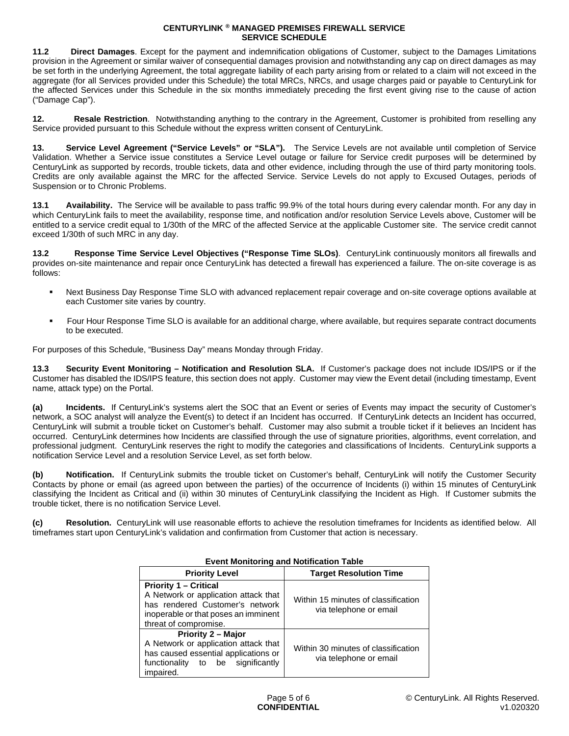**11.2 Direct Damages**. Except for the payment and indemnification obligations of Customer, subject to the Damages Limitations provision in the Agreement or similar waiver of consequential damages provision and notwithstanding any cap on direct damages as may be set forth in the underlying Agreement, the total aggregate liability of each party arising from or related to a claim will not exceed in the aggregate (for all Services provided under this Schedule) the total MRCs, NRCs, and usage charges paid or payable to CenturyLink for the affected Services under this Schedule in the six months immediately preceding the first event giving rise to the cause of action ("Damage Cap").

**12. Resale Restriction**. Notwithstanding anything to the contrary in the Agreement, Customer is prohibited from reselling any Service provided pursuant to this Schedule without the express written consent of CenturyLink.

**13. Service Level Agreement ("Service Levels" or "SLA").** The Service Levels are not available until completion of Service Validation. Whether a Service issue constitutes a Service Level outage or failure for Service credit purposes will be determined by CenturyLink as supported by records, trouble tickets, data and other evidence, including through the use of third party monitoring tools. Credits are only available against the MRC for the affected Service. Service Levels do not apply to Excused Outages, periods of Suspension or to Chronic Problems.

**13.1 Availability.** The Service will be available to pass traffic 99.9% of the total hours during every calendar month. For any day in which CenturyLink fails to meet the availability, response time, and notification and/or resolution Service Levels above, Customer will be entitled to a service credit equal to 1/30th of the MRC of the affected Service at the applicable Customer site. The service credit cannot exceed 1/30th of such MRC in any day.

**13.2 Response Time Service Level Objectives ("Response Time SLOs)**. CenturyLink continuously monitors all firewalls and provides on-site maintenance and repair once CenturyLink has detected a firewall has experienced a failure. The on-site coverage is as follows:

- Next Business Day Response Time SLO with advanced replacement repair coverage and on-site coverage options available at each Customer site varies by country.
- Four Hour Response Time SLO is available for an additional charge, where available, but requires separate contract documents to be executed.

For purposes of this Schedule, "Business Day" means Monday through Friday.

**13.3 Security Event Monitoring – Notification and Resolution SLA.** If Customer's package does not include IDS/IPS or if the Customer has disabled the IDS/IPS feature, this section does not apply. Customer may view the Event detail (including timestamp, Event name, attack type) on the Portal.

**(a) Incidents.** If CenturyLink's systems alert the SOC that an Event or series of Events may impact the security of Customer's network, a SOC analyst will analyze the Event(s) to detect if an Incident has occurred. If CenturyLink detects an Incident has occurred, CenturyLink will submit a trouble ticket on Customer's behalf. Customer may also submit a trouble ticket if it believes an Incident has occurred. CenturyLink determines how Incidents are classified through the use of signature priorities, algorithms, event correlation, and professional judgment. CenturyLink reserves the right to modify the categories and classifications of Incidents. CenturyLink supports a notification Service Level and a resolution Service Level, as set forth below.

**(b) Notification.** If CenturyLink submits the trouble ticket on Customer's behalf, CenturyLink will notify the Customer Security Contacts by phone or email (as agreed upon between the parties) of the occurrence of Incidents (i) within 15 minutes of CenturyLink classifying the Incident as Critical and (ii) within 30 minutes of CenturyLink classifying the Incident as High. If Customer submits the trouble ticket, there is no notification Service Level.

**(c) Resolution.** CenturyLink will use reasonable efforts to achieve the resolution timeframes for Incidents as identified below. All timeframes start upon CenturyLink's validation and confirmation from Customer that action is necessary.

**Event Monitoring and Notification Table**

| Priority Level | Target Resolution Time |
|---|---|
| **Priority 1 – Critical** A Network or application attack that has rendered Customer's network inoperable or that poses an imminent threat of compromise. | Within 15 minutes of classification via telephone or email |
| **Priority 2 – Major** A Network or application attack that has caused essential applications or functionality to be significantly impaired. | Within 30 minutes of classification via telephone or email |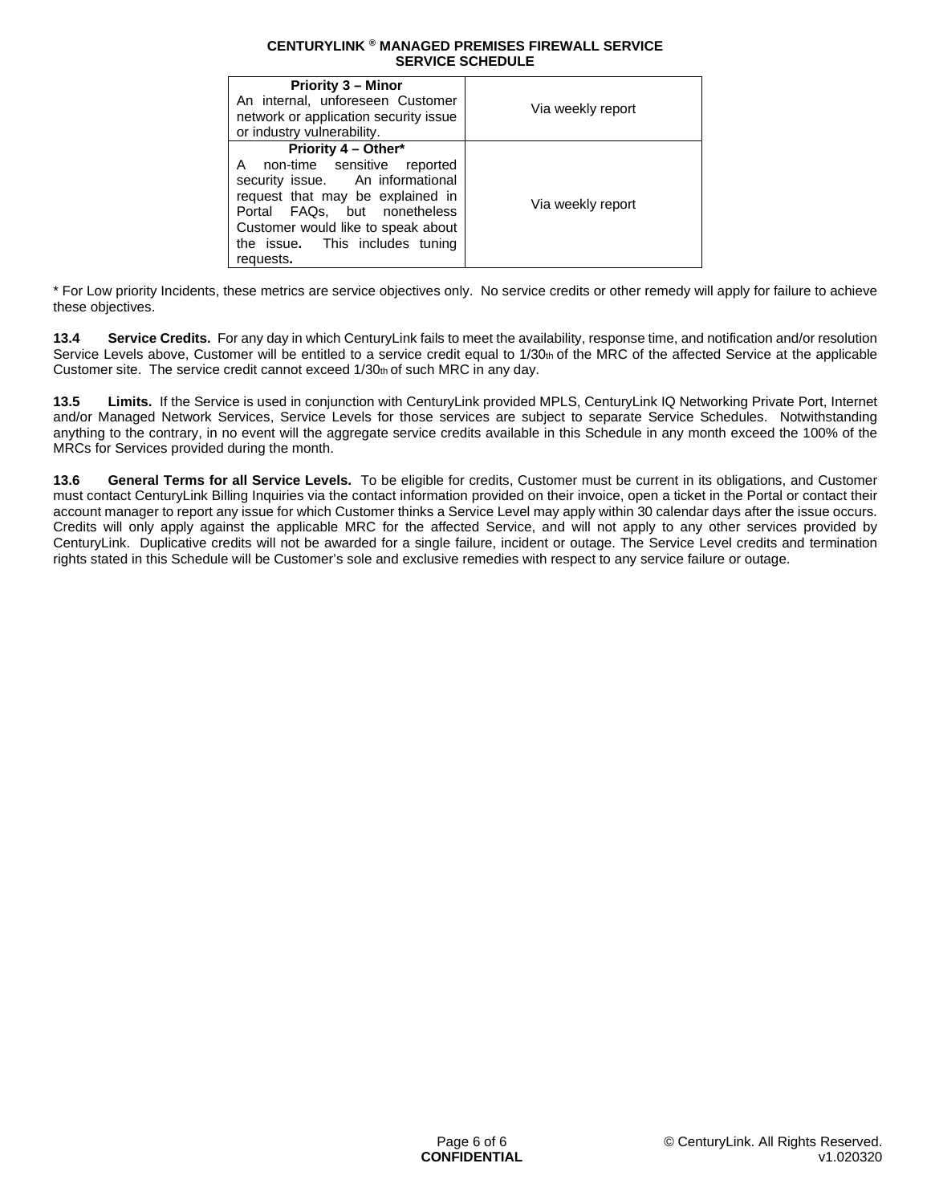| | |
|---|---|
| **Priority 3 – Minor**<br>An internal, unforeseen Customer network or application security issue or industry vulnerability. | Via weekly report |
| **Priority 4 – Other***<br>A non-time sensitive reported security issue. An informational request that may be explained in Portal FAQs, but nonetheless Customer would like to speak about the issue**.** This includes tuning requests**.** | Via weekly report |

* For Low priority Incidents, these metrics are service objectives only. No service credits or other remedy will apply for failure to achieve these objectives.

**13.4 Service Credits.** For any day in which CenturyLink fails to meet the availability, response time, and notification and/or resolution Service Levels above, Customer will be entitled to a service credit equal to 1/30th of the MRC of the affected Service at the applicable Customer site. The service credit cannot exceed 1/30th of such MRC in any day.

**13.5 Limits.** If the Service is used in conjunction with CenturyLink provided MPLS, CenturyLink IQ Networking Private Port, Internet and/or Managed Network Services, Service Levels for those services are subject to separate Service Schedules. Notwithstanding anything to the contrary, in no event will the aggregate service credits available in this Schedule in any month exceed the 100% of the MRCs for Services provided during the month.

**13.6 General Terms for all Service Levels.** To be eligible for credits, Customer must be current in its obligations, and Customer must contact CenturyLink Billing Inquiries via the contact information provided on their invoice, open a ticket in the Portal or contact their account manager to report any issue for which Customer thinks a Service Level may apply within 30 calendar days after the issue occurs. Credits will only apply against the applicable MRC for the affected Service, and will not apply to any other services provided by CenturyLink. Duplicative credits will not be awarded for a single failure, incident or outage. The Service Level credits and termination rights stated in this Schedule will be Customer's sole and exclusive remedies with respect to any service failure or outage.